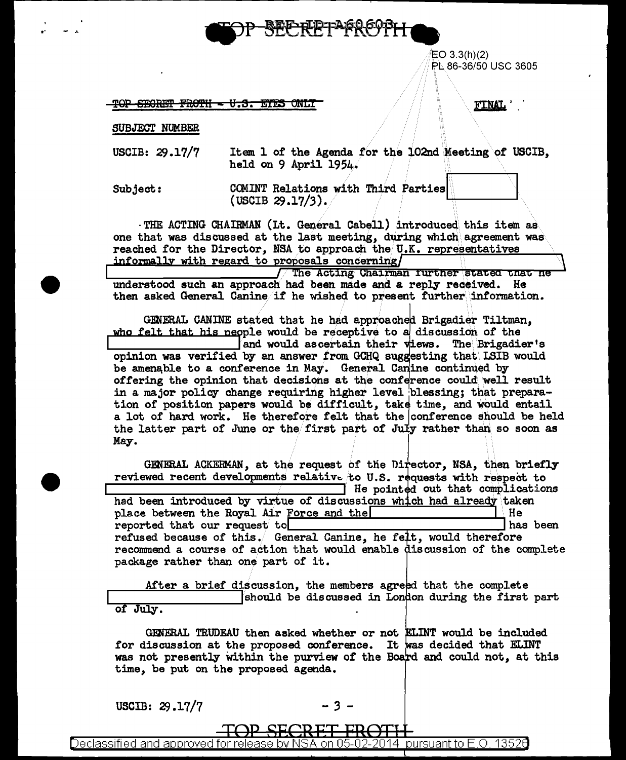EO 3.3(h)(2)
PL 86-36/50 USC 3605

~~TOP SECRET FROTH - U.S. EYES ONLY~~

**FINAL**

SUBJECT NUMBER

USCIB: 29.17/7 Item 1 of the Agenda for the 102nd Meeting of USCIB, held on 9 April 1954.

Subject: COMINT Relations with Third Parties [redacted] (USCIB 29.17/3).

THE ACTING CHAIRMAN (Lt. General Cabell) introduced this item as one that was discussed at the last meeting, during which agreement was reached for the Director, NSA to approach the U.K. representatives informally with regard to proposals concerning [redacted] The Acting Chairman further stated that he understood such an approach had been made and a reply received. He then asked General Canine if he wished to present further information.

GENERAL CANINE stated that he had approached Brigadier Tiltman, who felt that his people would be receptive to a discussion of the [redacted] and would ascertain their views. The Brigadier's opinion was verified by an answer from GCHQ suggesting that LSIB would be amenable to a conference in May. General Canine continued by offering the opinion that decisions at the conference could well result in a major policy change requiring higher level blessing; that preparation of position papers would be difficult, take time, and would entail a lot of hard work. He therefore felt that the conference should be held the latter part of June or the first part of July rather than so soon as May.

GENERAL ACKERMAN, at the request of the Director, NSA, then briefly reviewed recent developments relative to U.S. requests with respect to [redacted] He pointed out that complications had been introduced by virtue of discussions which had already taken place between the Royal Air Force and the [redacted] He reported that our request to [redacted] has been refused because of this. General Canine, he felt, would therefore recommend a course of action that would enable discussion of the complete package rather than one part of it.

After a brief discussion, the members agreed that the complete [redacted] should be discussed in London during the first part of July.

GENERAL TRUDEAU then asked whether or not ELINT would be included for discussion at the proposed conference. It was decided that ELINT was not presently within the purview of the Board and could not, at this time, be put on the proposed agenda.

USCIB: 29.17/7

TOP SECRET FROTH

Declassified and approved for release by NSA on 05-02-2014 pursuant to E.O. 13526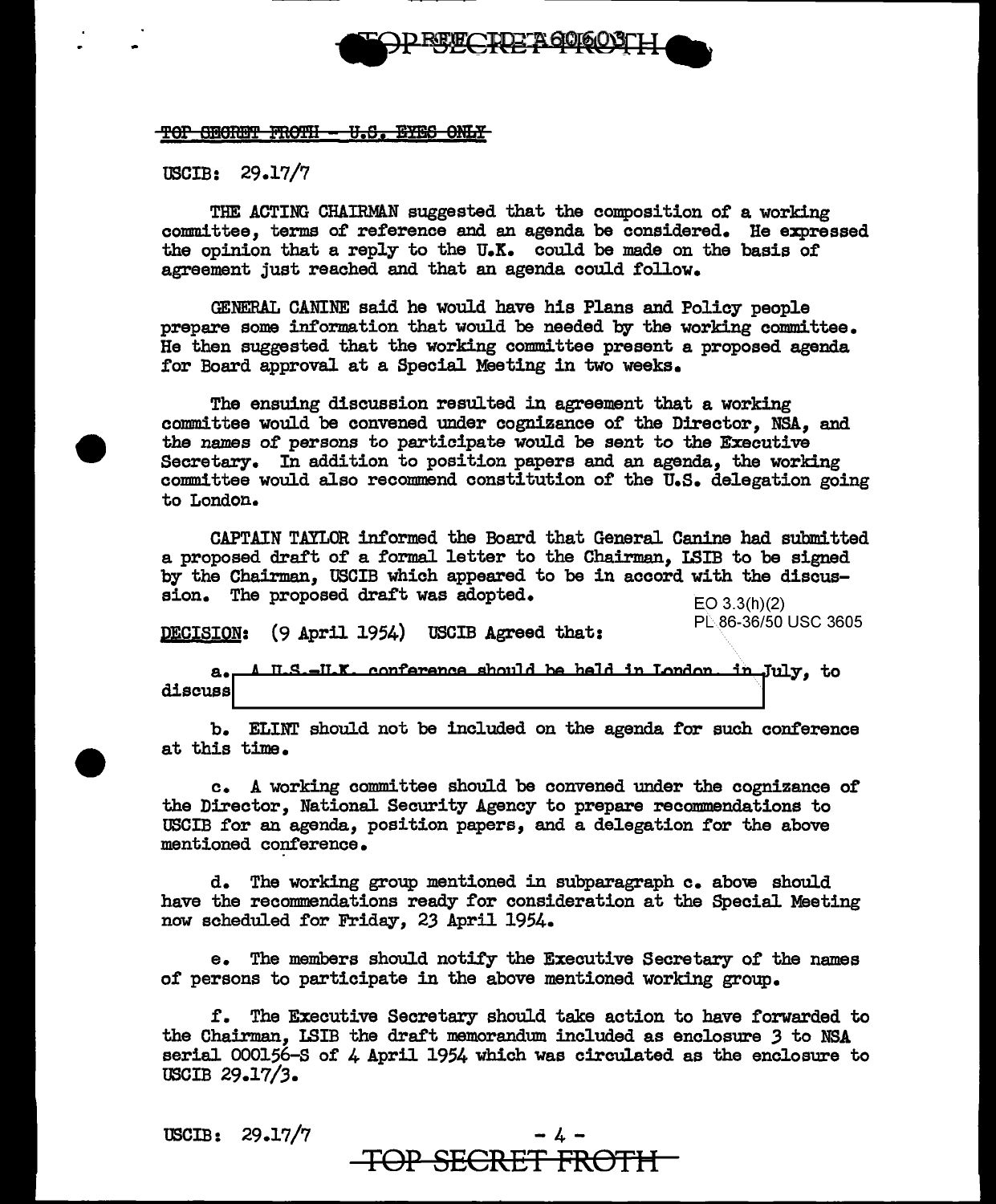~~TOP SECRET FROTH - U.S. EYES ONLY~~

USCIB: 29.17/7

THE ACTING CHAIRMAN suggested that the composition of a working committee, terms of reference and an agenda be considered. He expressed the opinion that a reply to the U.K. could be made on the basis of agreement just reached and that an agenda could follow.

GENERAL CANINE said he would have his Plans and Policy people prepare some information that would be needed by the working committee. He then suggested that the working committee present a proposed agenda for Board approval at a Special Meeting in two weeks.

The ensuing discussion resulted in agreement that a working committee would be convened under cognizance of the Director, NSA, and the names of persons to participate would be sent to the Executive Secretary. In addition to position papers and an agenda, the working committee would also recommend constitution of the U.S. delegation going to London.

CAPTAIN TAYLOR informed the Board that General Canine had submitted a proposed draft of a formal letter to the Chairman, LSIB to be signed by the Chairman, USCIB which appeared to be in accord with the discussion. The proposed draft was adopted.

EO 3.3(h)(2)
PL 86-36/50 USC 3605

DECISION: (9 April 1954) USCIB Agreed that:

a. A U.S.-U.K. conference should be held in London, in July, to discuss [REDACTED]

b. ELINT should not be included on the agenda for such conference at this time.

c. A working committee should be convened under the cognizance of the Director, National Security Agency to prepare recommendations to USCIB for an agenda, position papers, and a delegation for the above mentioned conference.

d. The working group mentioned in subparagraph c. above should have the recommendations ready for consideration at the Special Meeting now scheduled for Friday, 23 April 1954.

e. The members should notify the Executive Secretary of the names of persons to participate in the above mentioned working group.

f. The Executive Secretary should take action to have forwarded to the Chairman, LSIB the draft memorandum included as enclosure 3 to NSA serial 000156-S of 4 April 1954 which was circulated as the enclosure to USCIB 29.17/3.

USCIB: 29.17/7

TOP SECRET FROTH